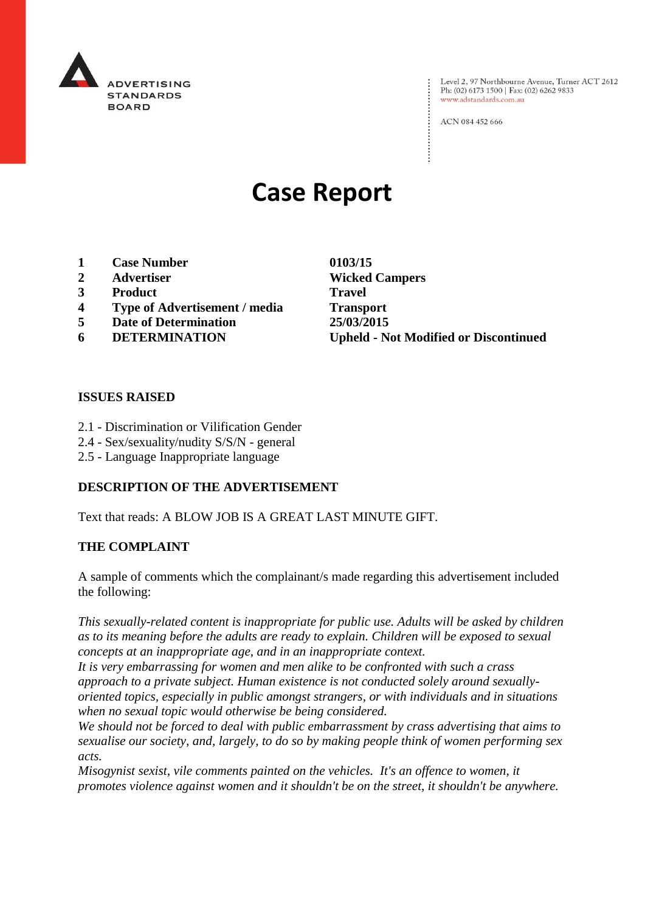ADVERTISING STANDARDS BOARD

Level 2, 97 Northbourne Avenue, Turner ACT 2612
Ph: (02) 6173 1500 | Fax: (02) 6262 9833
www.adstandards.com.au

ACN 084 452 666

# Case Report

| | | |
|---|---|---|
| **1** | **Case Number** | **0103/15** |
| **2** | **Advertiser** | **Wicked Campers** |
| **3** | **Product** | **Travel** |
| **4** | **Type of Advertisement / media** | **Transport** |
| **5** | **Date of Determination** | **25/03/2015** |
| **6** | **DETERMINATION** | **Upheld - Not Modified or Discontinued** |

## ISSUES RAISED

2.1 - Discrimination or Vilification Gender
2.4 - Sex/sexuality/nudity S/S/N - general
2.5 - Language Inappropriate language

## DESCRIPTION OF THE ADVERTISEMENT

Text that reads: A BLOW JOB IS A GREAT LAST MINUTE GIFT.

## THE COMPLAINT

A sample of comments which the complainant/s made regarding this advertisement included the following:

*This sexually-related content is inappropriate for public use. Adults will be asked by children as to its meaning before the adults are ready to explain. Children will be exposed to sexual concepts at an inappropriate age, and in an inappropriate context.*
*It is very embarrassing for women and men alike to be confronted with such a crass approach to a private subject. Human existence is not conducted solely around sexually-oriented topics, especially in public amongst strangers, or with individuals and in situations when no sexual topic would otherwise be being considered.*
*We should not be forced to deal with public embarrassment by crass advertising that aims to sexualise our society, and, largely, to do so by making people think of women performing sex acts.*
*Misogynist sexist, vile comments painted on the vehicles. It's an offence to women, it promotes violence against women and it shouldn't be on the street, it shouldn't be anywhere.*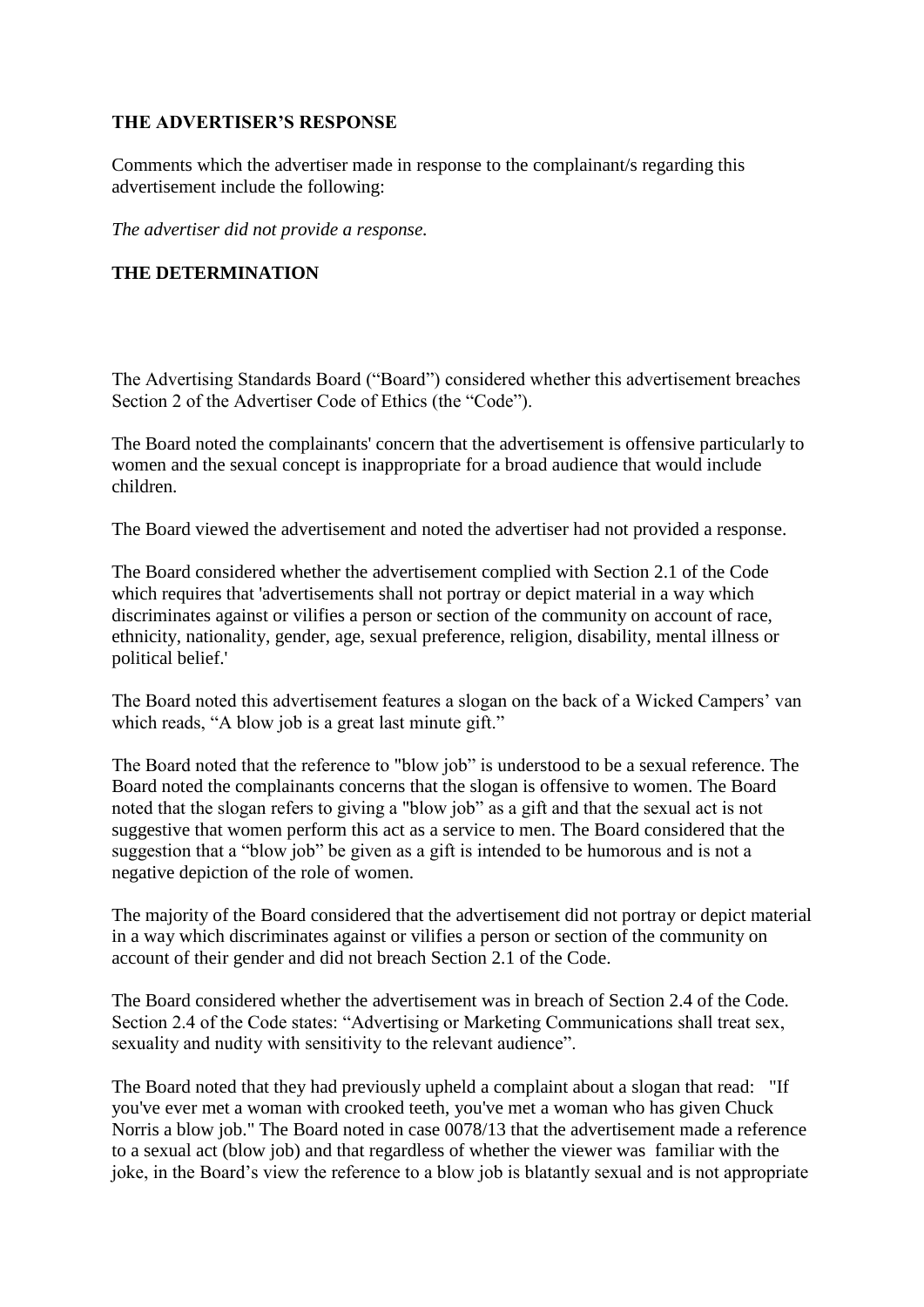## THE ADVERTISER'S RESPONSE

Comments which the advertiser made in response to the complainant/s regarding this advertisement include the following:

*The advertiser did not provide a response.*

## THE DETERMINATION

The Advertising Standards Board ("Board") considered whether this advertisement breaches Section 2 of the Advertiser Code of Ethics (the "Code").

The Board noted the complainants' concern that the advertisement is offensive particularly to women and the sexual concept is inappropriate for a broad audience that would include children.

The Board viewed the advertisement and noted the advertiser had not provided a response.

The Board considered whether the advertisement complied with Section 2.1 of the Code which requires that 'advertisements shall not portray or depict material in a way which discriminates against or vilifies a person or section of the community on account of race, ethnicity, nationality, gender, age, sexual preference, religion, disability, mental illness or political belief.'

The Board noted this advertisement features a slogan on the back of a Wicked Campers' van which reads, "A blow job is a great last minute gift."

The Board noted that the reference to "blow job" is understood to be a sexual reference. The Board noted the complainants concerns that the slogan is offensive to women. The Board noted that the slogan refers to giving a "blow job" as a gift and that the sexual act is not suggestive that women perform this act as a service to men. The Board considered that the suggestion that a "blow job" be given as a gift is intended to be humorous and is not a negative depiction of the role of women.

The majority of the Board considered that the advertisement did not portray or depict material in a way which discriminates against or vilifies a person or section of the community on account of their gender and did not breach Section 2.1 of the Code.

The Board considered whether the advertisement was in breach of Section 2.4 of the Code. Section 2.4 of the Code states: "Advertising or Marketing Communications shall treat sex, sexuality and nudity with sensitivity to the relevant audience".

The Board noted that they had previously upheld a complaint about a slogan that read: "If you've ever met a woman with crooked teeth, you've met a woman who has given Chuck Norris a blow job." The Board noted in case 0078/13 that the advertisement made a reference to a sexual act (blow job) and that regardless of whether the viewer was familiar with the joke, in the Board's view the reference to a blow job is blatantly sexual and is not appropriate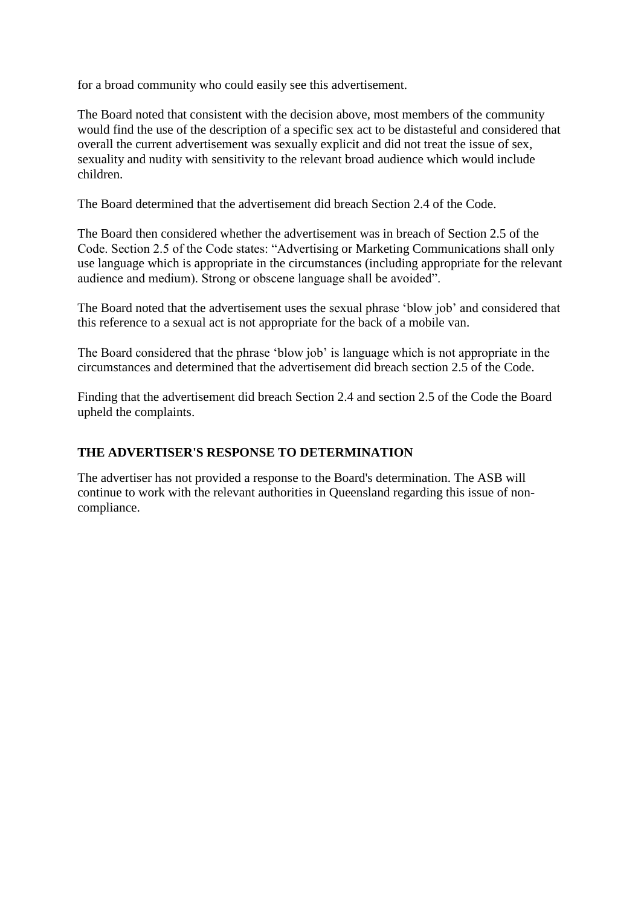for a broad community who could easily see this advertisement.

The Board noted that consistent with the decision above, most members of the community would find the use of the description of a specific sex act to be distasteful and considered that overall the current advertisement was sexually explicit and did not treat the issue of sex, sexuality and nudity with sensitivity to the relevant broad audience which would include children.

The Board determined that the advertisement did breach Section 2.4 of the Code.

The Board then considered whether the advertisement was in breach of Section 2.5 of the Code. Section 2.5 of the Code states: "Advertising or Marketing Communications shall only use language which is appropriate in the circumstances (including appropriate for the relevant audience and medium). Strong or obscene language shall be avoided".

The Board noted that the advertisement uses the sexual phrase 'blow job' and considered that this reference to a sexual act is not appropriate for the back of a mobile van.

The Board considered that the phrase 'blow job' is language which is not appropriate in the circumstances and determined that the advertisement did breach section 2.5 of the Code.

Finding that the advertisement did breach Section 2.4 and section 2.5 of the Code the Board upheld the complaints.

**THE ADVERTISER'S RESPONSE TO DETERMINATION**

The advertiser has not provided a response to the Board's determination. The ASB will continue to work with the relevant authorities in Queensland regarding this issue of non-compliance.